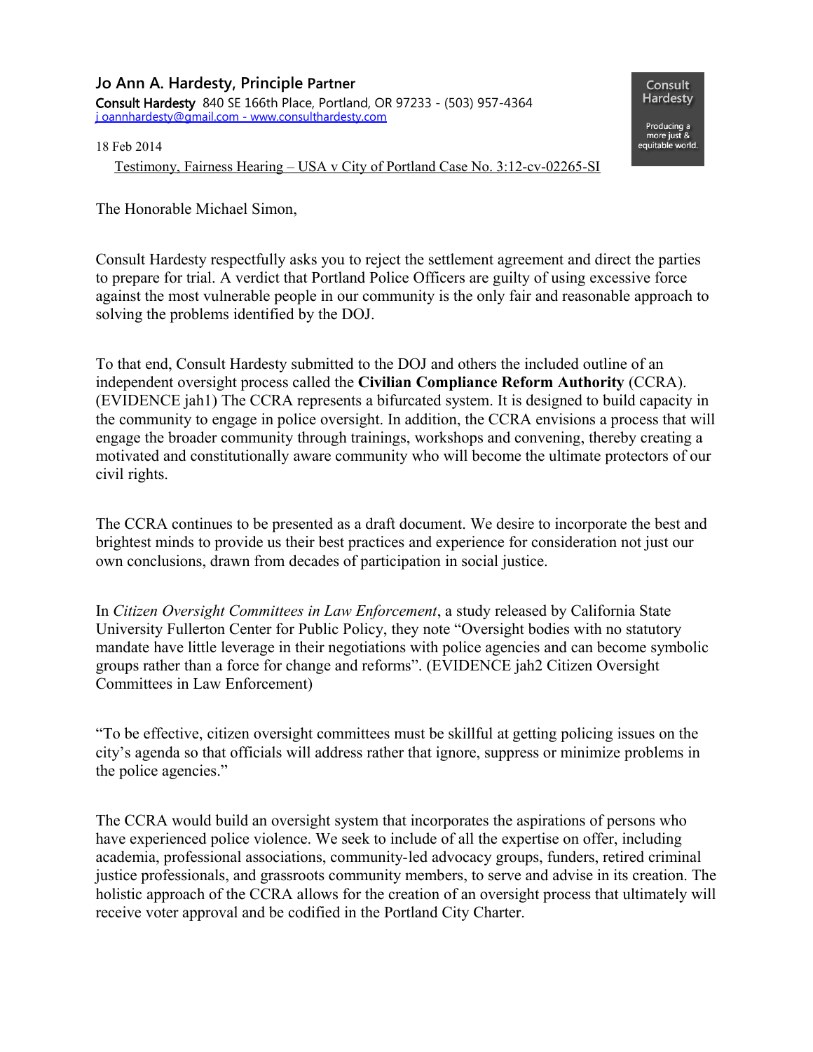**Jo Ann A. Hardesty, Principle Partner**
**Consult Hardesty** 840 SE 166th Place, Portland, OR 97233 - (503) 957-4364
j oannhardesty@gmail.com - www.consulthardesty.com

Consult Hardesty
Producing a more just & equitable world.

18 Feb 2014

Testimony, Fairness Hearing – USA v City of Portland Case No. 3:12-cv-02265-SI

The Honorable Michael Simon,

Consult Hardesty respectfully asks you to reject the settlement agreement and direct the parties to prepare for trial. A verdict that Portland Police Officers are guilty of using excessive force against the most vulnerable people in our community is the only fair and reasonable approach to solving the problems identified by the DOJ.

To that end, Consult Hardesty submitted to the DOJ and others the included outline of an independent oversight process called the **Civilian Compliance Reform Authority** (CCRA). (EVIDENCE jah1) The CCRA represents a bifurcated system. It is designed to build capacity in the community to engage in police oversight. In addition, the CCRA envisions a process that will engage the broader community through trainings, workshops and convening, thereby creating a motivated and constitutionally aware community who will become the ultimate protectors of our civil rights.

The CCRA continues to be presented as a draft document. We desire to incorporate the best and brightest minds to provide us their best practices and experience for consideration not just our own conclusions, drawn from decades of participation in social justice.

In *Citizen Oversight Committees in Law Enforcement*, a study released by California State University Fullerton Center for Public Policy, they note "Oversight bodies with no statutory mandate have little leverage in their negotiations with police agencies and can become symbolic groups rather than a force for change and reforms". (EVIDENCE jah2 Citizen Oversight Committees in Law Enforcement)

"To be effective, citizen oversight committees must be skillful at getting policing issues on the city's agenda so that officials will address rather that ignore, suppress or minimize problems in the police agencies."

The CCRA would build an oversight system that incorporates the aspirations of persons who have experienced police violence. We seek to include of all the expertise on offer, including academia, professional associations, community-led advocacy groups, funders, retired criminal justice professionals, and grassroots community members, to serve and advise in its creation. The holistic approach of the CCRA allows for the creation of an oversight process that ultimately will receive voter approval and be codified in the Portland City Charter.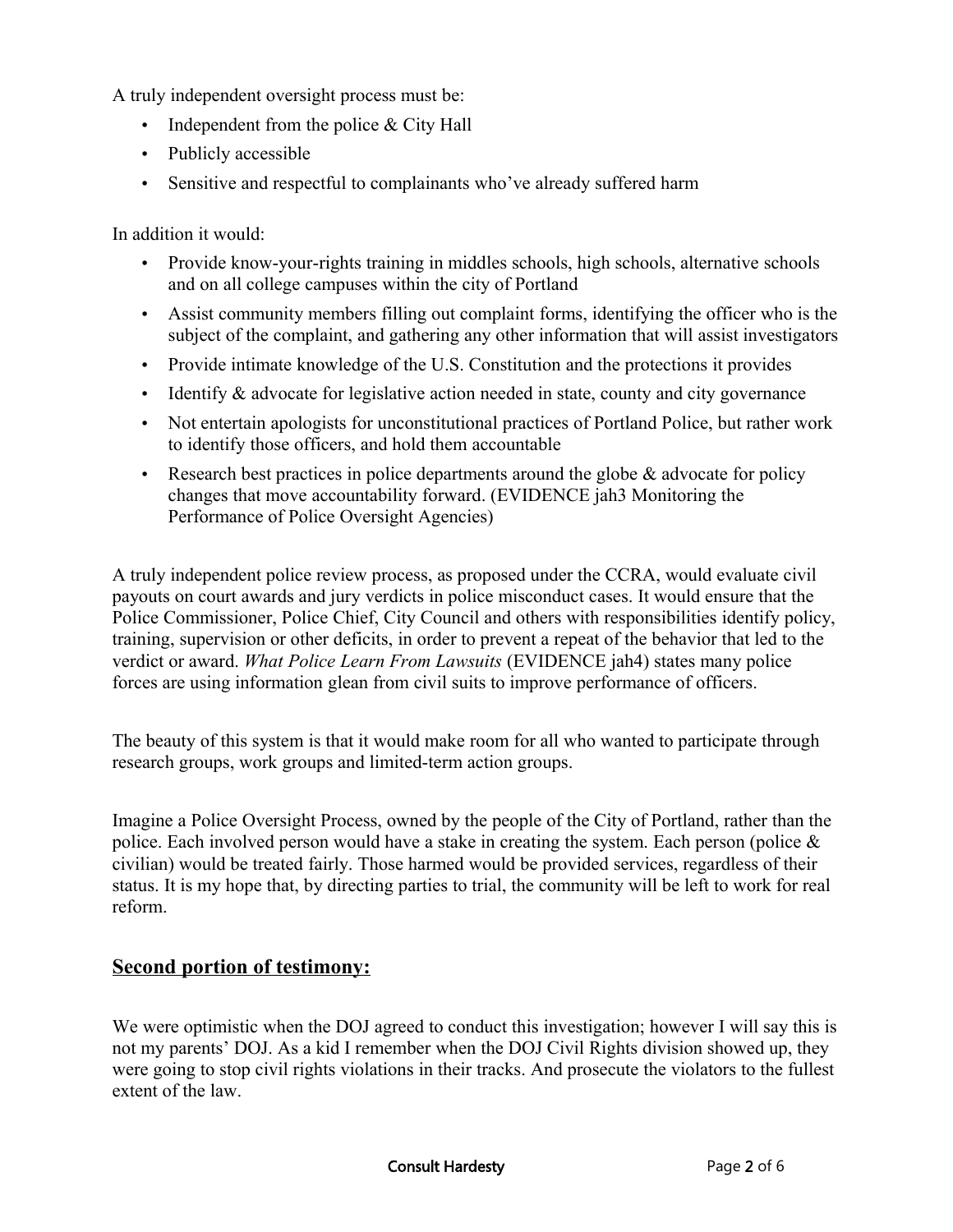A truly independent oversight process must be:

- Independent from the police & City Hall
- Publicly accessible
- Sensitive and respectful to complainants who've already suffered harm

In addition it would:

- Provide know-your-rights training in middles schools, high schools, alternative schools and on all college campuses within the city of Portland
- Assist community members filling out complaint forms, identifying the officer who is the subject of the complaint, and gathering any other information that will assist investigators
- Provide intimate knowledge of the U.S. Constitution and the protections it provides
- Identify & advocate for legislative action needed in state, county and city governance
- Not entertain apologists for unconstitutional practices of Portland Police, but rather work to identify those officers, and hold them accountable
- Research best practices in police departments around the globe & advocate for policy changes that move accountability forward. (EVIDENCE jah3 Monitoring the Performance of Police Oversight Agencies)

A truly independent police review process, as proposed under the CCRA, would evaluate civil payouts on court awards and jury verdicts in police misconduct cases. It would ensure that the Police Commissioner, Police Chief, City Council and others with responsibilities identify policy, training, supervision or other deficits, in order to prevent a repeat of the behavior that led to the verdict or award. *What Police Learn From Lawsuits* (EVIDENCE jah4) states many police forces are using information glean from civil suits to improve performance of officers.

The beauty of this system is that it would make room for all who wanted to participate through research groups, work groups and limited-term action groups.

Imagine a Police Oversight Process, owned by the people of the City of Portland, rather than the police. Each involved person would have a stake in creating the system. Each person (police & civilian) would be treated fairly. Those harmed would be provided services, regardless of their status. It is my hope that, by directing parties to trial, the community will be left to work for real reform.

## **Second portion of testimony:**

We were optimistic when the DOJ agreed to conduct this investigation; however I will say this is not my parents' DOJ. As a kid I remember when the DOJ Civil Rights division showed up, they were going to stop civil rights violations in their tracks. And prosecute the violators to the fullest extent of the law.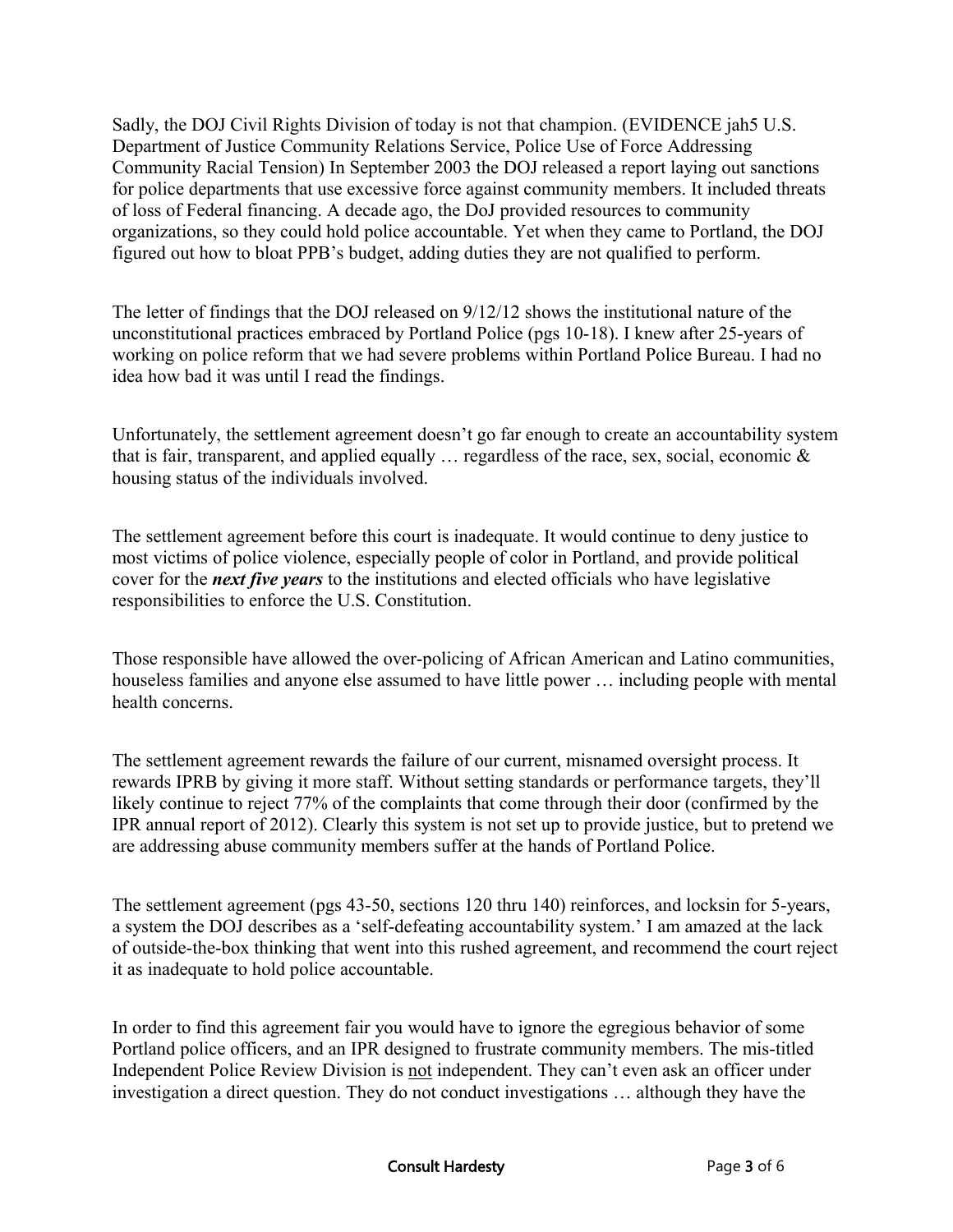Sadly, the DOJ Civil Rights Division of today is not that champion. (EVIDENCE jah5 U.S. Department of Justice Community Relations Service, Police Use of Force Addressing Community Racial Tension) In September 2003 the DOJ released a report laying out sanctions for police departments that use excessive force against community members. It included threats of loss of Federal financing. A decade ago, the DoJ provided resources to community organizations, so they could hold police accountable. Yet when they came to Portland, the DOJ figured out how to bloat PPB's budget, adding duties they are not qualified to perform.

The letter of findings that the DOJ released on 9/12/12 shows the institutional nature of the unconstitutional practices embraced by Portland Police (pgs 10-18). I knew after 25-years of working on police reform that we had severe problems within Portland Police Bureau. I had no idea how bad it was until I read the findings.

Unfortunately, the settlement agreement doesn't go far enough to create an accountability system that is fair, transparent, and applied equally … regardless of the race, sex, social, economic & housing status of the individuals involved.

The settlement agreement before this court is inadequate. It would continue to deny justice to most victims of police violence, especially people of color in Portland, and provide political cover for the ***next five years*** to the institutions and elected officials who have legislative responsibilities to enforce the U.S. Constitution.

Those responsible have allowed the over-policing of African American and Latino communities, houseless families and anyone else assumed to have little power … including people with mental health concerns.

The settlement agreement rewards the failure of our current, misnamed oversight process. It rewards IPRB by giving it more staff. Without setting standards or performance targets, they'll likely continue to reject 77% of the complaints that come through their door (confirmed by the IPR annual report of 2012). Clearly this system is not set up to provide justice, but to pretend we are addressing abuse community members suffer at the hands of Portland Police.

The settlement agreement (pgs 43-50, sections 120 thru 140) reinforces, and locksin for 5-years, a system the DOJ describes as a 'self-defeating accountability system.' I am amazed at the lack of outside-the-box thinking that went into this rushed agreement, and recommend the court reject it as inadequate to hold police accountable.

In order to find this agreement fair you would have to ignore the egregious behavior of some Portland police officers, and an IPR designed to frustrate community members. The mis-titled Independent Police Review Division is <u>not</u> independent. They can't even ask an officer under investigation a direct question. They do not conduct investigations … although they have the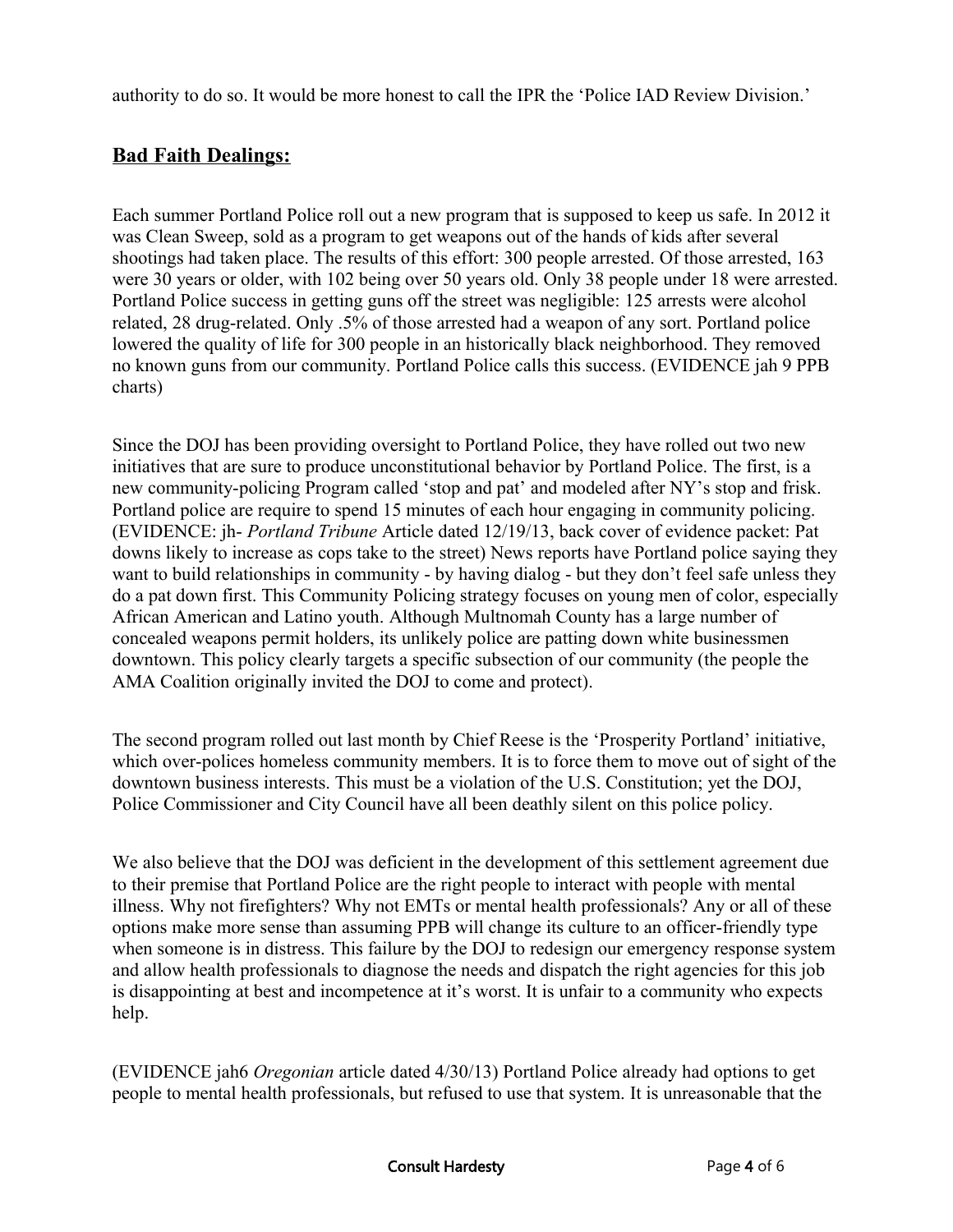authority to do so. It would be more honest to call the IPR the 'Police IAD Review Division.'

## **Bad Faith Dealings:**

Each summer Portland Police roll out a new program that is supposed to keep us safe. In 2012 it was Clean Sweep, sold as a program to get weapons out of the hands of kids after several shootings had taken place. The results of this effort: 300 people arrested. Of those arrested, 163 were 30 years or older, with 102 being over 50 years old. Only 38 people under 18 were arrested. Portland Police success in getting guns off the street was negligible: 125 arrests were alcohol related, 28 drug-related. Only .5% of those arrested had a weapon of any sort. Portland police lowered the quality of life for 300 people in an historically black neighborhood. They removed no known guns from our community. Portland Police calls this success. (EVIDENCE jah 9 PPB charts)

Since the DOJ has been providing oversight to Portland Police, they have rolled out two new initiatives that are sure to produce unconstitutional behavior by Portland Police. The first, is a new community-policing Program called 'stop and pat' and modeled after NY's stop and frisk. Portland police are require to spend 15 minutes of each hour engaging in community policing. (EVIDENCE: jh- *Portland Tribune* Article dated 12/19/13, back cover of evidence packet: Pat downs likely to increase as cops take to the street) News reports have Portland police saying they want to build relationships in community - by having dialog - but they don't feel safe unless they do a pat down first. This Community Policing strategy focuses on young men of color, especially African American and Latino youth. Although Multnomah County has a large number of concealed weapons permit holders, its unlikely police are patting down white businessmen downtown. This policy clearly targets a specific subsection of our community (the people the AMA Coalition originally invited the DOJ to come and protect).

The second program rolled out last month by Chief Reese is the 'Prosperity Portland' initiative, which over-polices homeless community members. It is to force them to move out of sight of the downtown business interests. This must be a violation of the U.S. Constitution; yet the DOJ, Police Commissioner and City Council have all been deathly silent on this police policy.

We also believe that the DOJ was deficient in the development of this settlement agreement due to their premise that Portland Police are the right people to interact with people with mental illness. Why not firefighters? Why not EMTs or mental health professionals? Any or all of these options make more sense than assuming PPB will change its culture to an officer-friendly type when someone is in distress. This failure by the DOJ to redesign our emergency response system and allow health professionals to diagnose the needs and dispatch the right agencies for this job is disappointing at best and incompetence at it's worst. It is unfair to a community who expects help.

(EVIDENCE jah6 *Oregonian* article dated 4/30/13) Portland Police already had options to get people to mental health professionals, but refused to use that system. It is unreasonable that the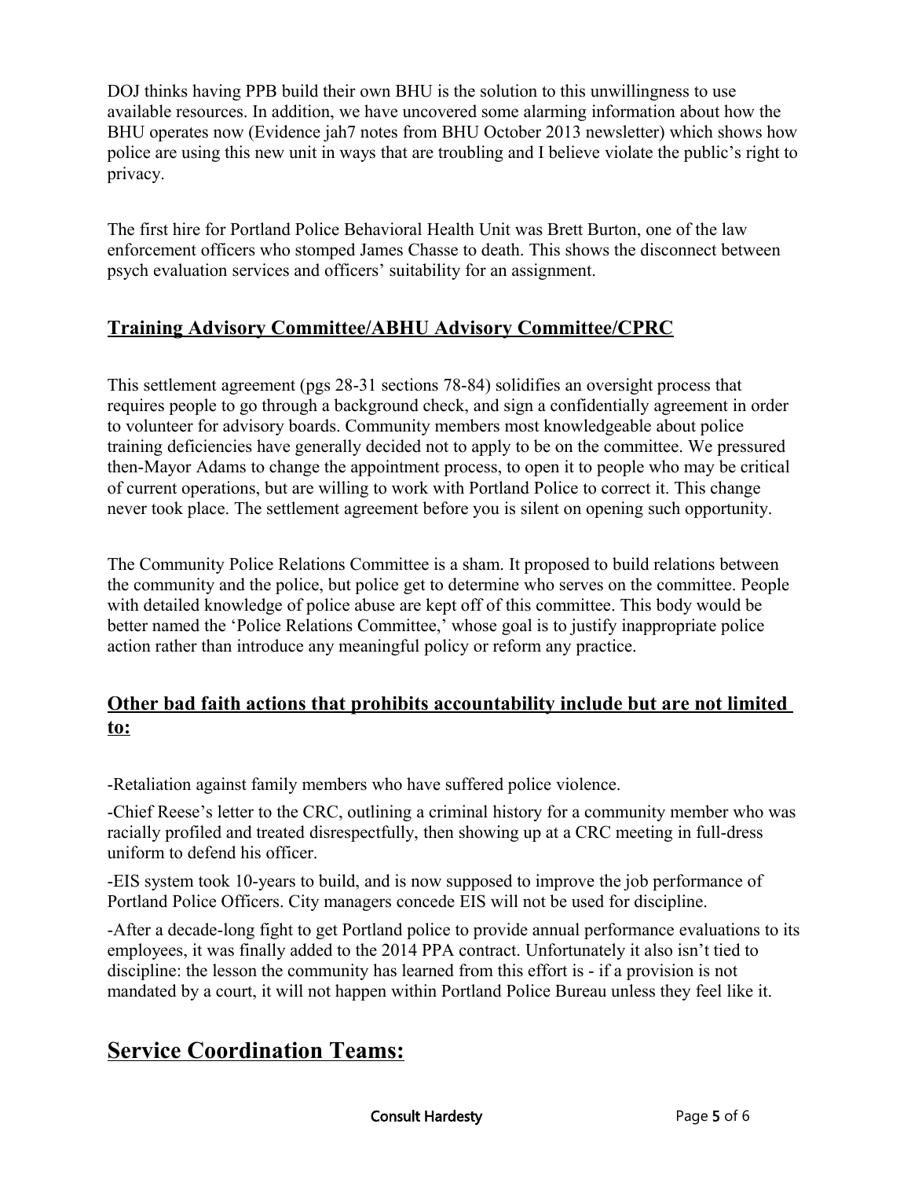DOJ thinks having PPB build their own BHU is the solution to this unwillingness to use available resources. In addition, we have uncovered some alarming information about how the BHU operates now (Evidence jah7 notes from BHU October 2013 newsletter) which shows how police are using this new unit in ways that are troubling and I believe violate the public's right to privacy.

The first hire for Portland Police Behavioral Health Unit was Brett Burton, one of the law enforcement officers who stomped James Chasse to death. This shows the disconnect between psych evaluation services and officers' suitability for an assignment.

## Training Advisory Committee/ABHU Advisory Committee/CPRC

This settlement agreement (pgs 28-31 sections 78-84) solidifies an oversight process that requires people to go through a background check, and sign a confidentially agreement in order to volunteer for advisory boards. Community members most knowledgeable about police training deficiencies have generally decided not to apply to be on the committee. We pressured then-Mayor Adams to change the appointment process, to open it to people who may be critical of current operations, but are willing to work with Portland Police to correct it. This change never took place. The settlement agreement before you is silent on opening such opportunity.

The Community Police Relations Committee is a sham. It proposed to build relations between the community and the police, but police get to determine who serves on the committee. People with detailed knowledge of police abuse are kept off of this committee. This body would be better named the 'Police Relations Committee,' whose goal is to justify inappropriate police action rather than introduce any meaningful policy or reform any practice.

## Other bad faith actions that prohibits accountability include but are not limited to:

-Retaliation against family members who have suffered police violence.

-Chief Reese's letter to the CRC, outlining a criminal history for a community member who was racially profiled and treated disrespectfully, then showing up at a CRC meeting in full-dress uniform to defend his officer.

-EIS system took 10-years to build, and is now supposed to improve the job performance of Portland Police Officers. City managers concede EIS will not be used for discipline.

-After a decade-long fight to get Portland police to provide annual performance evaluations to its employees, it was finally added to the 2014 PPA contract. Unfortunately it also isn't tied to discipline: the lesson the community has learned from this effort is - if a provision is not mandated by a court, it will not happen within Portland Police Bureau unless they feel like it.

# Service Coordination Teams: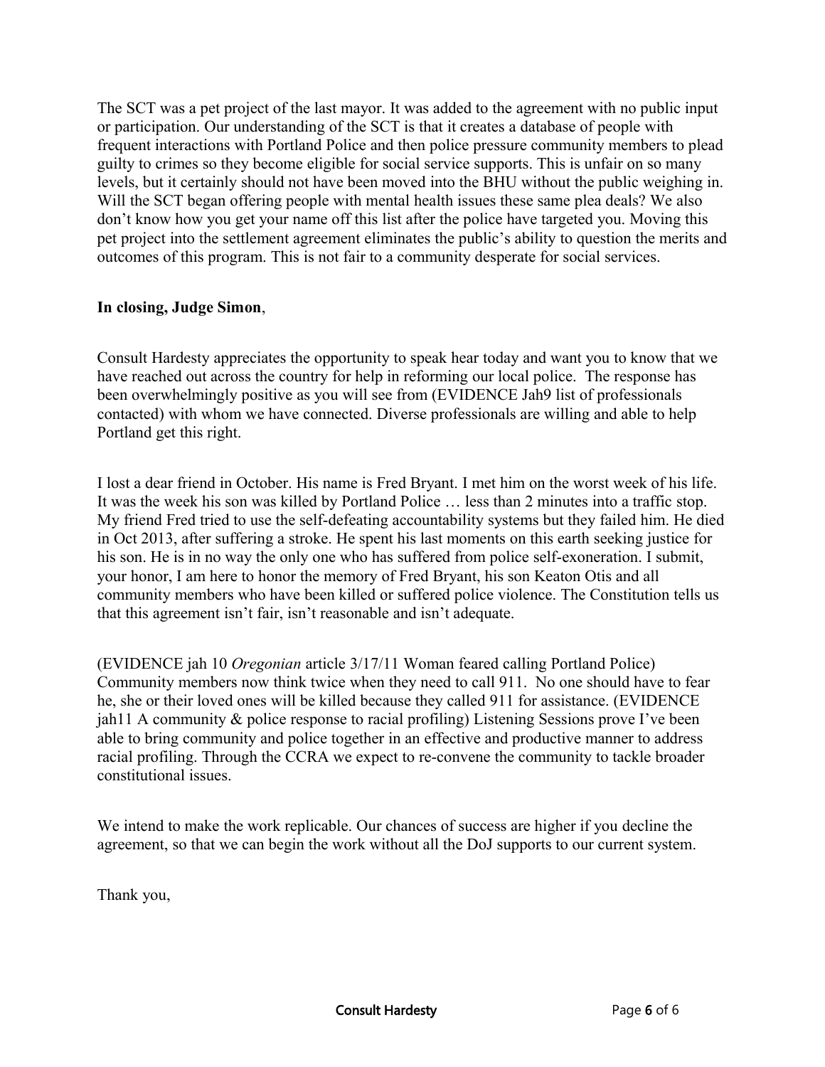The SCT was a pet project of the last mayor. It was added to the agreement with no public input or participation. Our understanding of the SCT is that it creates a database of people with frequent interactions with Portland Police and then police pressure community members to plead guilty to crimes so they become eligible for social service supports. This is unfair on so many levels, but it certainly should not have been moved into the BHU without the public weighing in. Will the SCT began offering people with mental health issues these same plea deals? We also don't know how you get your name off this list after the police have targeted you. Moving this pet project into the settlement agreement eliminates the public's ability to question the merits and outcomes of this program. This is not fair to a community desperate for social services.

**In closing, Judge Simon**,

Consult Hardesty appreciates the opportunity to speak hear today and want you to know that we have reached out across the country for help in reforming our local police. The response has been overwhelmingly positive as you will see from (EVIDENCE Jah9 list of professionals contacted) with whom we have connected. Diverse professionals are willing and able to help Portland get this right.

I lost a dear friend in October. His name is Fred Bryant. I met him on the worst week of his life. It was the week his son was killed by Portland Police … less than 2 minutes into a traffic stop. My friend Fred tried to use the self-defeating accountability systems but they failed him. He died in Oct 2013, after suffering a stroke. He spent his last moments on this earth seeking justice for his son. He is in no way the only one who has suffered from police self-exoneration. I submit, your honor, I am here to honor the memory of Fred Bryant, his son Keaton Otis and all community members who have been killed or suffered police violence. The Constitution tells us that this agreement isn't fair, isn't reasonable and isn't adequate.

(EVIDENCE jah 10 *Oregonian* article 3/17/11 Woman feared calling Portland Police) Community members now think twice when they need to call 911. No one should have to fear he, she or their loved ones will be killed because they called 911 for assistance. (EVIDENCE jah11 A community & police response to racial profiling) Listening Sessions prove I've been able to bring community and police together in an effective and productive manner to address racial profiling. Through the CCRA we expect to re-convene the community to tackle broader constitutional issues.

We intend to make the work replicable. Our chances of success are higher if you decline the agreement, so that we can begin the work without all the DoJ supports to our current system.

Thank you,